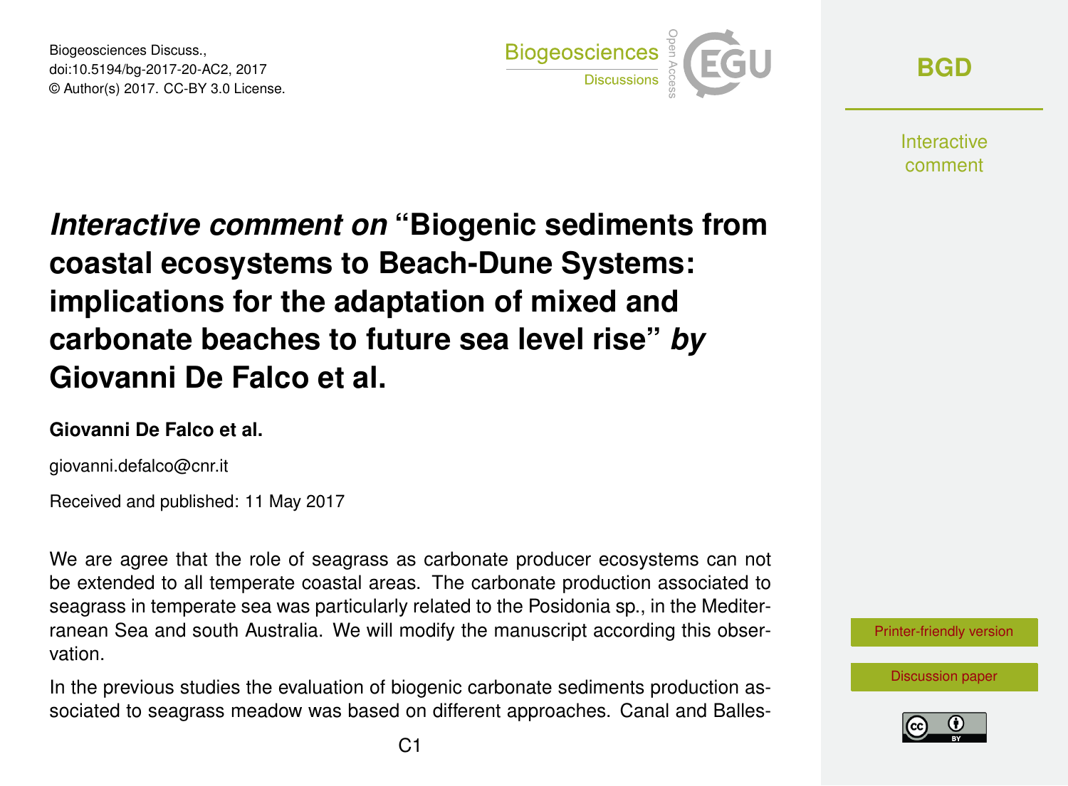# *Interactive comment on* "Biogenic sediments from coastal ecosystems to Beach-Dune Systems: implications for the adaptation of mixed and carbonate beaches to future sea level rise" *by* Giovanni De Falco et al.

**Giovanni De Falco et al.**

giovanni.defalco@cnr.it

Received and published: 11 May 2017

We are agree that the role of seagrass as carbonate producer ecosystems can not be extended to all temperate coastal areas. The carbonate production associated to seagrass in temperate sea was particularly related to the Posidonia sp., in the Mediterranean Sea and south Australia. We will modify the manuscript according this observation.

In the previous studies the evaluation of biogenic carbonate sediments production associated to seagrass meadow was based on different approaches. Canal and Balles-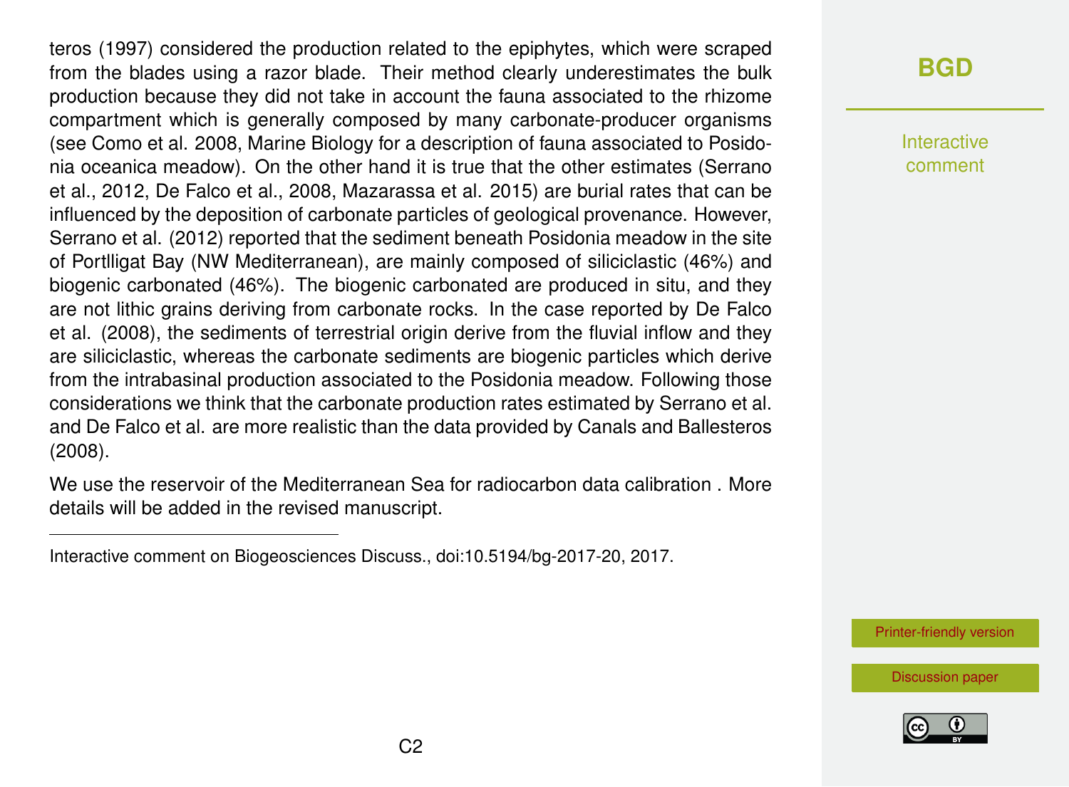teros (1997) considered the production related to the epiphytes, which were scraped from the blades using a razor blade. Their method clearly underestimates the bulk production because they did not take in account the fauna associated to the rhizome compartment which is generally composed by many carbonate-producer organisms (see Como et al. 2008, Marine Biology for a description of fauna associated to Posidonia oceanica meadow). On the other hand it is true that the other estimates (Serrano et al., 2012, De Falco et al., 2008, Mazarassa et al. 2015) are burial rates that can be influenced by the deposition of carbonate particles of geological provenance. However, Serrano et al. (2012) reported that the sediment beneath Posidonia meadow in the site of Portlligat Bay (NW Mediterranean), are mainly composed of siliciclastic (46%) and biogenic carbonated (46%). The biogenic carbonated are produced in situ, and they are not lithic grains deriving from carbonate rocks. In the case reported by De Falco et al. (2008), the sediments of terrestrial origin derive from the fluvial inflow and they are siliciclastic, whereas the carbonate sediments are biogenic particles which derive from the intrabasinal production associated to the Posidonia meadow. Following those considerations we think that the carbonate production rates estimated by Serrano et al. and De Falco et al. are more realistic than the data provided by Canals and Ballesteros (2008).

We use the reservoir of the Mediterranean Sea for radiocarbon data calibration . More details will be added in the revised manuscript.

---

Interactive comment on Biogeosciences Discuss., doi:10.5194/bg-2017-20, 2017.